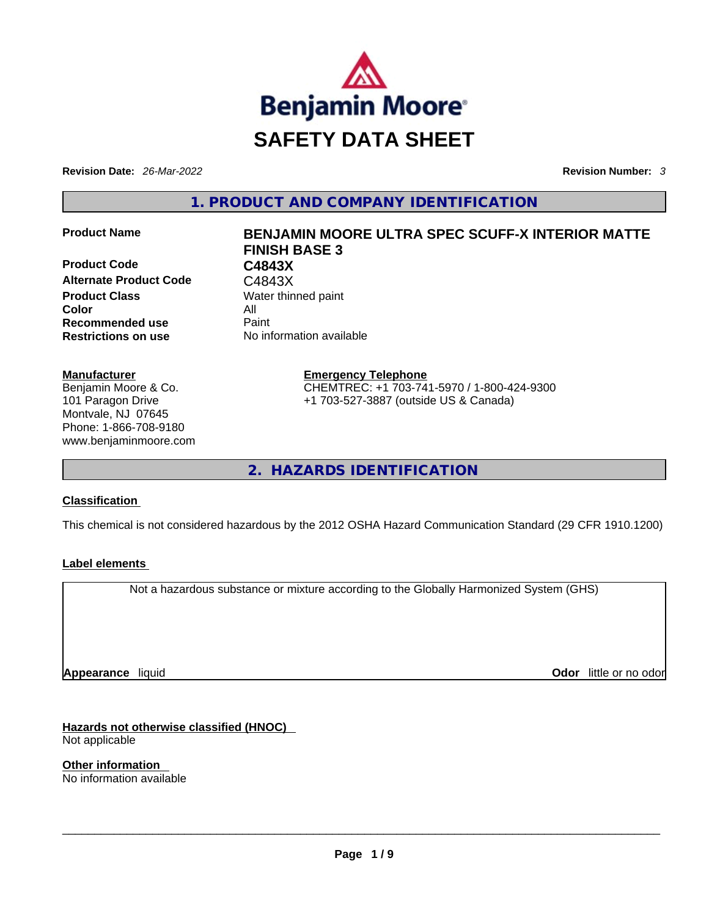Benjamin Moore

# SAFETY DATA SHEET

**Revision Date:** *26-Mar-2022* **Revision Number:** *3*

## 1. PRODUCT AND COMPANY IDENTIFICATION

| | |
|---|---|
| **Product Name** | **BENJAMIN MOORE ULTRA SPEC SCUFF-X INTERIOR MATTE FINISH BASE 3** |
| **Product Code** | **C4843X** |
| **Alternate Product Code** | C4843X |
| **Product Class** | Water thinned paint |
| **Color** | All |
| **Recommended use** | Paint |
| **Restrictions on use** | No information available |

**Manufacturer**
Benjamin Moore & Co.
101 Paragon Drive
Montvale, NJ 07645
Phone: 1-866-708-9180
www.benjaminmoore.com

**Emergency Telephone**
CHEMTREC: +1 703-741-5970 / 1-800-424-9300
+1 703-527-3887 (outside US & Canada)

## 2. HAZARDS IDENTIFICATION

**Classification**

This chemical is not considered hazardous by the 2012 OSHA Hazard Communication Standard (29 CFR 1910.1200)

**Label elements**

Not a hazardous substance or mixture according to the Globally Harmonized System (GHS)

**Appearance** liquid **Odor** little or no odor

**Hazards not otherwise classified (HNOC)**
Not applicable

**Other information**
No information available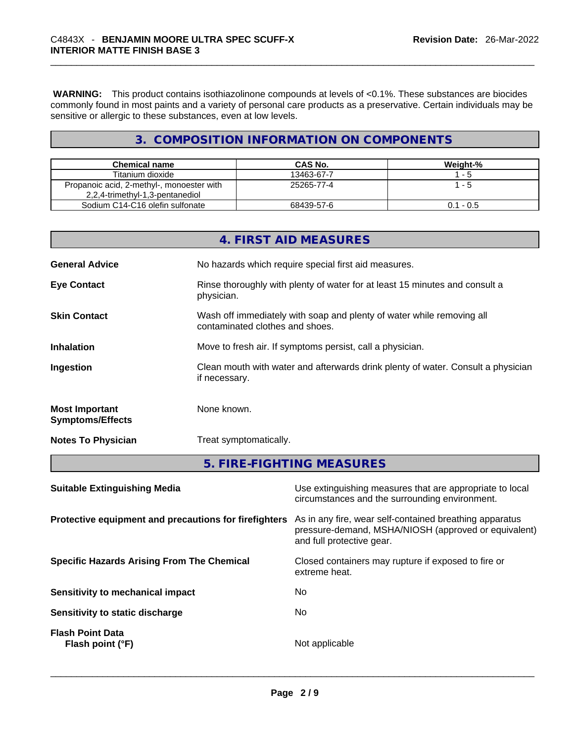**WARNING:** This product contains isothiazolinone compounds at levels of <0.1%. These substances are biocides commonly found in most paints and a variety of personal care products as a preservative. Certain individuals may be sensitive or allergic to these substances, even at low levels.

## 3. COMPOSITION INFORMATION ON COMPONENTS

| Chemical name | CAS No. | Weight-% |
|---|---|---|
| Titanium dioxide | 13463-67-7 | 1 - 5 |
| Propanoic acid, 2-methyl-, monoester with 2,2,4-trimethyl-1,3-pentanediol | 25265-77-4 | 1 - 5 |
| Sodium C14-C16 olefin sulfonate | 68439-57-6 | 0.1 - 0.5 |

## 4. FIRST AID MEASURES

**General Advice**
No hazards which require special first aid measures.

**Eye Contact**
Rinse thoroughly with plenty of water for at least 15 minutes and consult a physician.

**Skin Contact**
Wash off immediately with soap and plenty of water while removing all contaminated clothes and shoes.

**Inhalation**
Move to fresh air. If symptoms persist, call a physician.

**Ingestion**
Clean mouth with water and afterwards drink plenty of water. Consult a physician if necessary.

**Most Important Symptoms/Effects**
None known.

**Notes To Physician**
Treat symptomatically.

## 5. FIRE-FIGHTING MEASURES

**Suitable Extinguishing Media**
Use extinguishing measures that are appropriate to local circumstances and the surrounding environment.

**Protective equipment and precautions for firefighters**
As in any fire, wear self-contained breathing apparatus pressure-demand, MSHA/NIOSH (approved or equivalent) and full protective gear.

**Specific Hazards Arising From The Chemical**
Closed containers may rupture if exposed to fire or extreme heat.

**Sensitivity to mechanical impact**
No

**Sensitivity to static discharge**
No

**Flash Point Data**
**Flash point (°F)**
Not applicable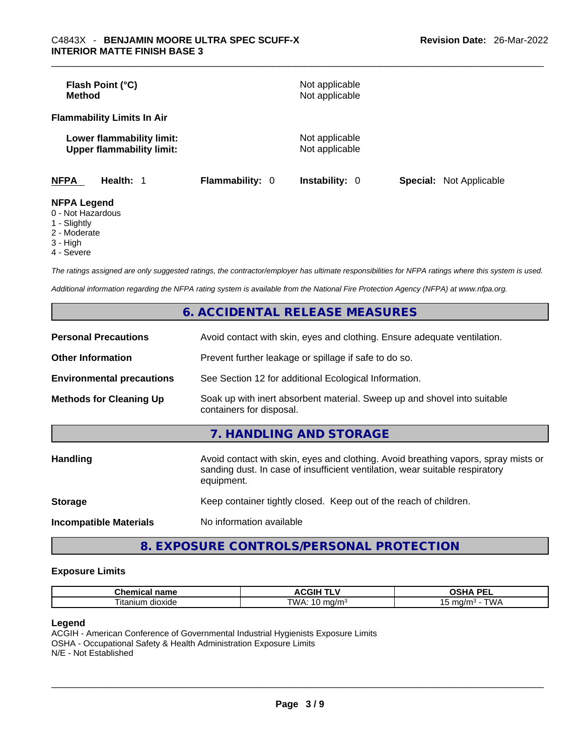**Flash Point (°C)** Not applicable
**Method** Not applicable

**Flammability Limits In Air**

**Lower flammability limit:** Not applicable
**Upper flammability limit:** Not applicable

**NFPA** **Health:** 1 **Flammability:** 0 **Instability:** 0 **Special:** Not Applicable

**NFPA Legend**
0 - Not Hazardous
1 - Slightly
2 - Moderate
3 - High
4 - Severe

*The ratings assigned are only suggested ratings, the contractor/employer has ultimate responsibilities for NFPA ratings where this system is used.*

*Additional information regarding the NFPA rating system is available from the National Fire Protection Agency (NFPA) at www.nfpa.org.*

## 6. ACCIDENTAL RELEASE MEASURES

**Personal Precautions** Avoid contact with skin, eyes and clothing. Ensure adequate ventilation.

**Other Information** Prevent further leakage or spillage if safe to do so.

**Environmental precautions** See Section 12 for additional Ecological Information.

**Methods for Cleaning Up** Soak up with inert absorbent material. Sweep up and shovel into suitable containers for disposal.

## 7. HANDLING AND STORAGE

**Handling** Avoid contact with skin, eyes and clothing. Avoid breathing vapors, spray mists or sanding dust. In case of insufficient ventilation, wear suitable respiratory equipment.

**Storage** Keep container tightly closed. Keep out of the reach of children.

**Incompatible Materials** No information available

## 8. EXPOSURE CONTROLS/PERSONAL PROTECTION

### Exposure Limits

| Chemical name | ACGIH TLV | OSHA PEL |
|---|---|---|
| Titanium dioxide | TWA: 10 mg/m³ | 15 mg/m³ - TWA |

**Legend**
ACGIH - American Conference of Governmental Industrial Hygienists Exposure Limits
OSHA - Occupational Safety & Health Administration Exposure Limits
N/E - Not Established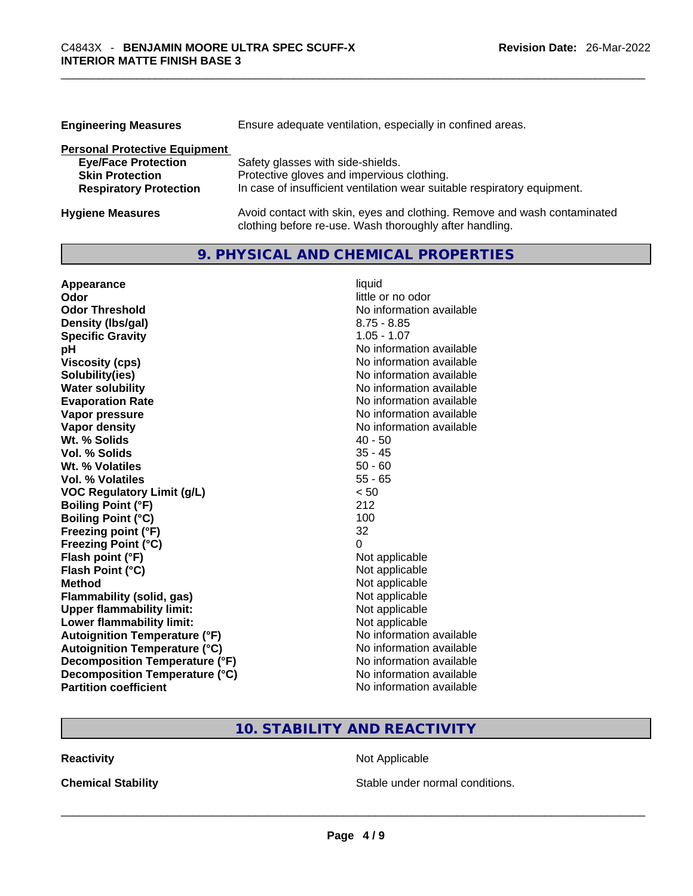| | |
|---|---|
| **Engineering Measures** | Ensure adequate ventilation, especially in confined areas. |

**Personal Protective Equipment**

| | |
|---|---|
| **Eye/Face Protection** | Safety glasses with side-shields. |
| **Skin Protection** | Protective gloves and impervious clothing. |
| **Respiratory Protection** | In case of insufficient ventilation wear suitable respiratory equipment. |

| | |
|---|---|
| **Hygiene Measures** | Avoid contact with skin, eyes and clothing. Remove and wash contaminated clothing before re-use. Wash thoroughly after handling. |

## 9. PHYSICAL AND CHEMICAL PROPERTIES

| | |
|---|---|
| **Appearance** | liquid |
| **Odor** | little or no odor |
| **Odor Threshold** | No information available |
| **Density (lbs/gal)** | 8.75 - 8.85 |
| **Specific Gravity** | 1.05 - 1.07 |
| **pH** | No information available |
| **Viscosity (cps)** | No information available |
| **Solubility(ies)** | No information available |
| **Water solubility** | No information available |
| **Evaporation Rate** | No information available |
| **Vapor pressure** | No information available |
| **Vapor density** | No information available |
| **Wt. % Solids** | 40 - 50 |
| **Vol. % Solids** | 35 - 45 |
| **Wt. % Volatiles** | 50 - 60 |
| **Vol. % Volatiles** | 55 - 65 |
| **VOC Regulatory Limit (g/L)** | < 50 |
| **Boiling Point (°F)** | 212 |
| **Boiling Point (°C)** | 100 |
| **Freezing point (°F)** | 32 |
| **Freezing Point (°C)** | 0 |
| **Flash point (°F)** | Not applicable |
| **Flash Point (°C)** | Not applicable |
| **Method** | Not applicable |
| **Flammability (solid, gas)** | Not applicable |
| **Upper flammability limit:** | Not applicable |
| **Lower flammability limit:** | Not applicable |
| **Autoignition Temperature (°F)** | No information available |
| **Autoignition Temperature (°C)** | No information available |
| **Decomposition Temperature (°F)** | No information available |
| **Decomposition Temperature (°C)** | No information available |
| **Partition coefficient** | No information available |

## 10. STABILITY AND REACTIVITY

| | |
|---|---|
| **Reactivity** | Not Applicable |
| **Chemical Stability** | Stable under normal conditions. |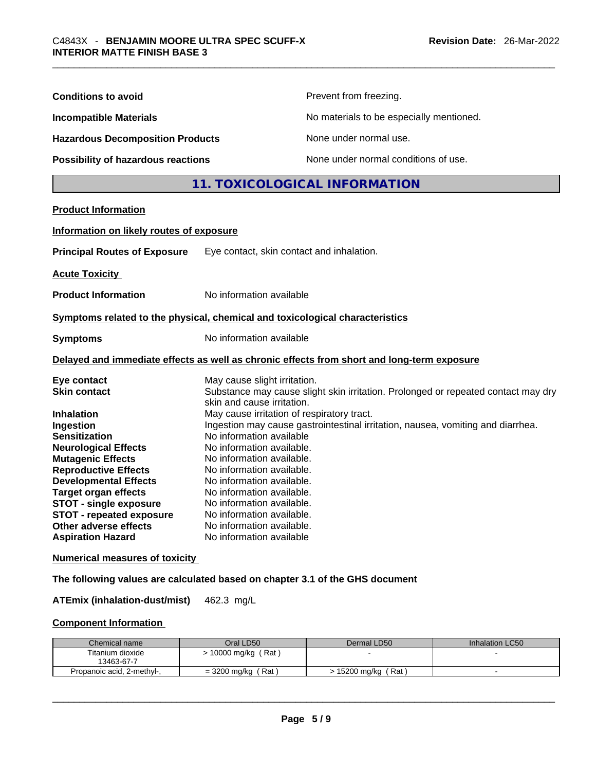**Conditions to avoid** Prevent from freezing.

**Incompatible Materials** No materials to be especially mentioned.

**Hazardous Decomposition Products** None under normal use.

**Possibility of hazardous reactions** None under normal conditions of use.

## 11. TOXICOLOGICAL INFORMATION

**Product Information**

**Information on likely routes of exposure**

**Principal Routes of Exposure** Eye contact, skin contact and inhalation.

**Acute Toxicity**

**Product Information** No information available

**Symptoms related to the physical, chemical and toxicological characteristics**

**Symptoms** No information available

**Delayed and immediate effects as well as chronic effects from short and long-term exposure**

**Eye contact** May cause slight irritation.
**Skin contact** Substance may cause slight skin irritation. Prolonged or repeated contact may dry skin and cause irritation.
**Inhalation** May cause irritation of respiratory tract.
**Ingestion** Ingestion may cause gastrointestinal irritation, nausea, vomiting and diarrhea.
**Sensitization** No information available
**Neurological Effects** No information available.
**Mutagenic Effects** No information available.
**Reproductive Effects** No information available.
**Developmental Effects** No information available.
**Target organ effects** No information available.
**STOT - single exposure** No information available.
**STOT - repeated exposure** No information available.
**Other adverse effects** No information available.
**Aspiration Hazard** No information available

**Numerical measures of toxicity**

**The following values are calculated based on chapter 3.1 of the GHS document**

**ATEmix (inhalation-dust/mist)** 462.3 mg/L

**Component Information**

| Chemical name | Oral LD50 | Dermal LD50 | Inhalation LC50 |
|---|---|---|---|
| Titanium dioxide 13463-67-7 | > 10000 mg/kg ( Rat ) | - | - |
| Propanoic acid, 2-methyl-, | = 3200 mg/kg ( Rat ) | > 15200 mg/kg ( Rat ) | - |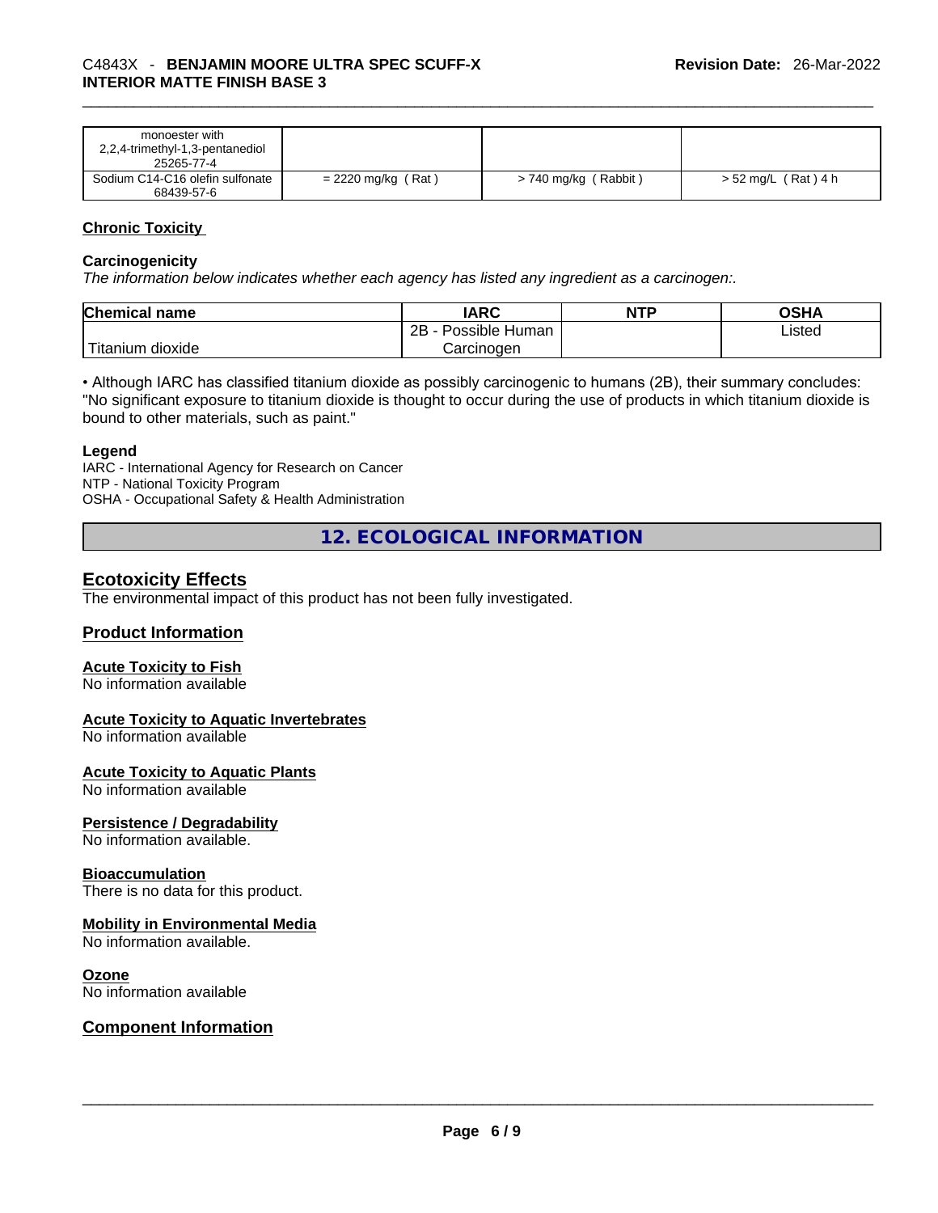| monoester with 2,2,4-trimethyl-1,3-pentanediol 25265-77-4 | | | |
|---|---|---|---|
| Sodium C14-C16 olefin sulfonate 68439-57-6 | = 2220 mg/kg ( Rat ) | > 740 mg/kg ( Rabbit ) | > 52 mg/L ( Rat ) 4 h |

## Chronic Toxicity

### Carcinogenicity

*The information below indicates whether each agency has listed any ingredient as a carcinogen:.*

| Chemical name | IARC | NTP | OSHA |
|---|---|---|---|
| Titanium dioxide | 2B - Possible Human Carcinogen | | Listed |

• Although IARC has classified titanium dioxide as possibly carcinogenic to humans (2B), their summary concludes: "No significant exposure to titanium dioxide is thought to occur during the use of products in which titanium dioxide is bound to other materials, such as paint."

### Legend

IARC - International Agency for Research on Cancer
NTP - National Toxicity Program
OSHA - Occupational Safety & Health Administration

# 12. ECOLOGICAL INFORMATION

## Ecotoxicity Effects

The environmental impact of this product has not been fully investigated.

## Product Information

### Acute Toxicity to Fish

No information available

### Acute Toxicity to Aquatic Invertebrates

No information available

### Acute Toxicity to Aquatic Plants

No information available

### Persistence / Degradability

No information available.

### Bioaccumulation

There is no data for this product.

### Mobility in Environmental Media

No information available.

### Ozone

No information available

## Component Information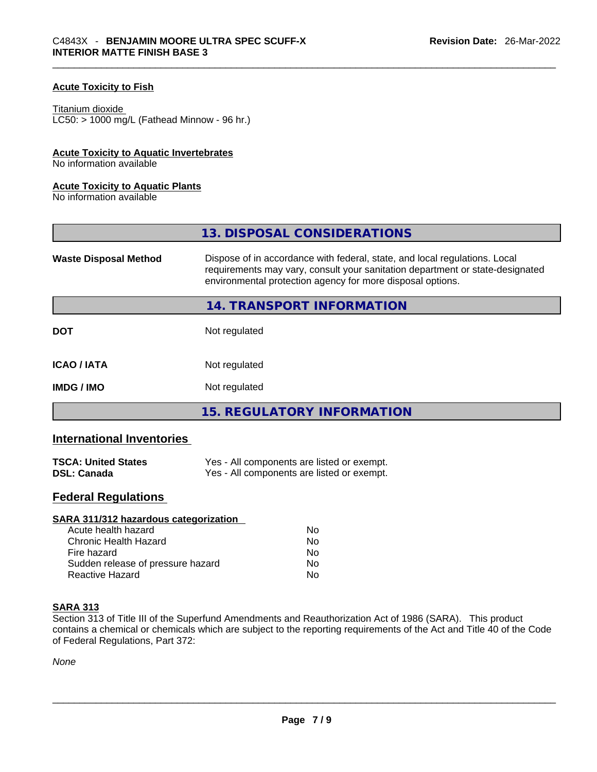#### Acute Toxicity to Fish

Titanium dioxide
LC50: > 1000 mg/L (Fathead Minnow - 96 hr.)

#### Acute Toxicity to Aquatic Invertebrates

No information available

#### Acute Toxicity to Aquatic Plants

No information available

## 13. DISPOSAL CONSIDERATIONS

| | |
|---|---|
| **Waste Disposal Method** | Dispose of in accordance with federal, state, and local regulations. Local requirements may vary, consult your sanitation department or state-designated environmental protection agency for more disposal options. |

## 14. TRANSPORT INFORMATION

| | |
|---|---|
| **DOT** | Not regulated |
| **ICAO / IATA** | Not regulated |
| **IMDG / IMO** | Not regulated |

## 15. REGULATORY INFORMATION

### International Inventories

| | |
|---|---|
| **TSCA: United States** | Yes - All components are listed or exempt. |
| **DSL: Canada** | Yes - All components are listed or exempt. |

### Federal Regulations

#### SARA 311/312 hazardous categorization

| | |
|---|---|
| Acute health hazard | No |
| Chronic Health Hazard | No |
| Fire hazard | No |
| Sudden release of pressure hazard | No |
| Reactive Hazard | No |

#### SARA 313

Section 313 of Title III of the Superfund Amendments and Reauthorization Act of 1986 (SARA). This product contains a chemical or chemicals which are subject to the reporting requirements of the Act and Title 40 of the Code of Federal Regulations, Part 372:

*None*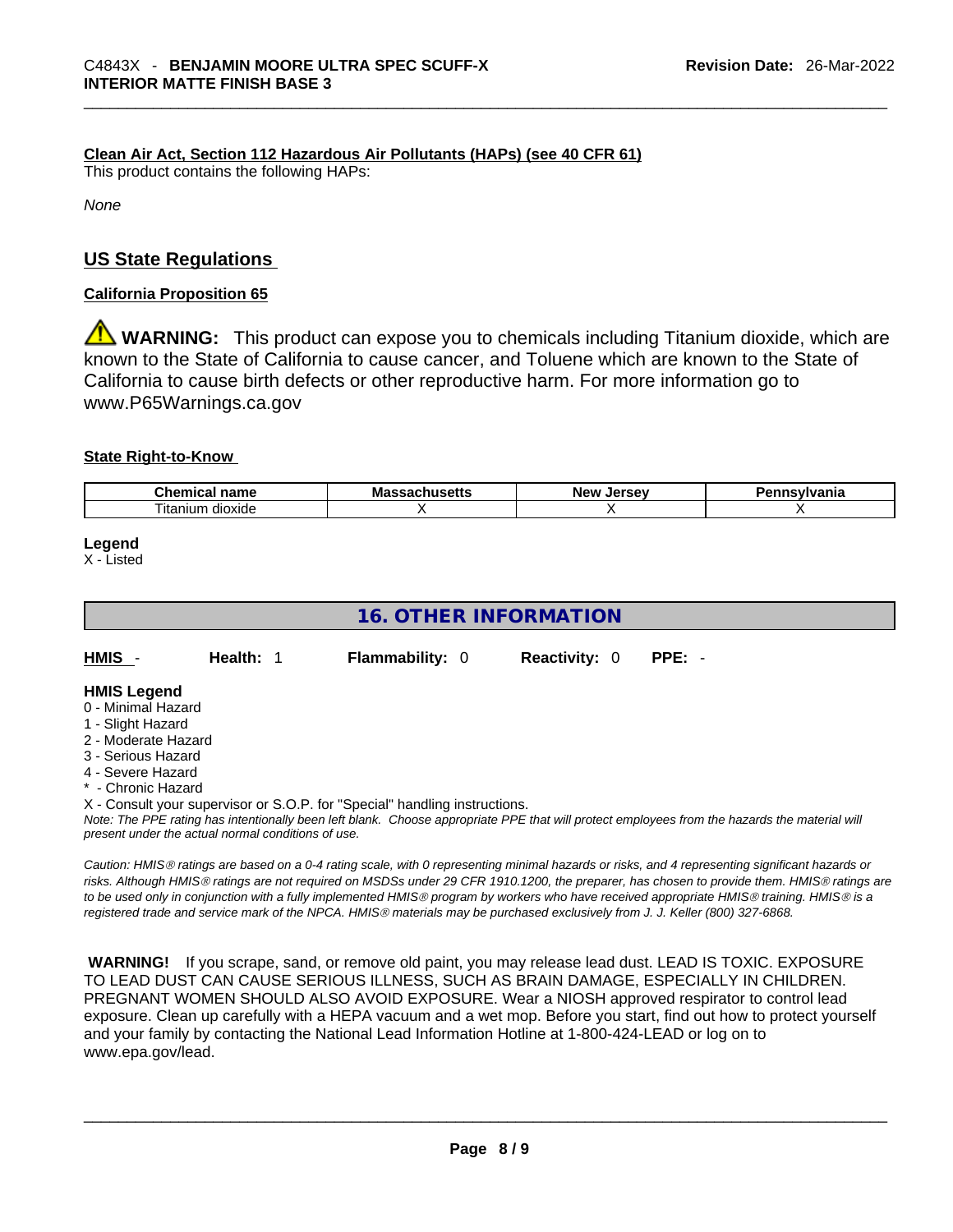**Clean Air Act, Section 112 Hazardous Air Pollutants (HAPs) (see 40 CFR 61)**
This product contains the following HAPs:

*None*

## US State Regulations

**California Proposition 65**

⚠ **WARNING:** This product can expose you to chemicals including Titanium dioxide, which are known to the State of California to cause cancer, and Toluene which are known to the State of California to cause birth defects or other reproductive harm. For more information go to www.P65Warnings.ca.gov

**State Right-to-Know**

| Chemical name | Massachusetts | New Jersey | Pennsylvania |
|---|---|---|---|
| Titanium dioxide | X | X | X |

**Legend**
X - Listed

## 16. OTHER INFORMATION

| **HMIS** - | **Health:** 1 | **Flammability:** 0 | **Reactivity:** 0 | **PPE:** - |
|---|---|---|---|---|

**HMIS Legend**
0 - Minimal Hazard
1 - Slight Hazard
2 - Moderate Hazard
3 - Serious Hazard
4 - Severe Hazard
* - Chronic Hazard
X - Consult your supervisor or S.O.P. for "Special" handling instructions.

*Note: The PPE rating has intentionally been left blank. Choose appropriate PPE that will protect employees from the hazards the material will present under the actual normal conditions of use.*

*Caution: HMIS® ratings are based on a 0-4 rating scale, with 0 representing minimal hazards or risks, and 4 representing significant hazards or risks. Although HMIS® ratings are not required on MSDSs under 29 CFR 1910.1200, the preparer, has chosen to provide them. HMIS® ratings are to be used only in conjunction with a fully implemented HMIS® program by workers who have received appropriate HMIS® training. HMIS® is a registered trade and service mark of the NPCA. HMIS® materials may be purchased exclusively from J. J. Keller (800) 327-6868.*

**WARNING!** If you scrape, sand, or remove old paint, you may release lead dust. LEAD IS TOXIC. EXPOSURE TO LEAD DUST CAN CAUSE SERIOUS ILLNESS, SUCH AS BRAIN DAMAGE, ESPECIALLY IN CHILDREN. PREGNANT WOMEN SHOULD ALSO AVOID EXPOSURE. Wear a NIOSH approved respirator to control lead exposure. Clean up carefully with a HEPA vacuum and a wet mop. Before you start, find out how to protect yourself and your family by contacting the National Lead Information Hotline at 1-800-424-LEAD or log on to www.epa.gov/lead.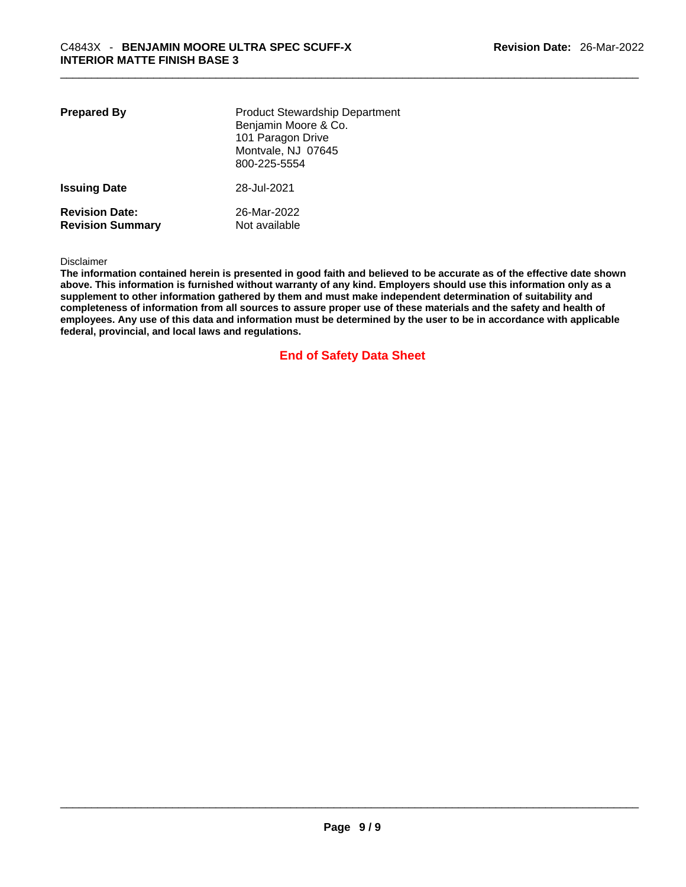| | |
|---|---|
| **Prepared By** | Product Stewardship Department<br>Benjamin Moore & Co.<br>101 Paragon Drive<br>Montvale, NJ 07645<br>800-225-5554 |
| **Issuing Date** | 28-Jul-2021 |
| **Revision Date:** | 26-Mar-2022 |
| **Revision Summary** | Not available |

Disclaimer

**The information contained herein is presented in good faith and believed to be accurate as of the effective date shown above. This information is furnished without warranty of any kind. Employers should use this information only as a supplement to other information gathered by them and must make independent determination of suitability and completeness of information from all sources to assure proper use of these materials and the safety and health of employees. Any use of this data and information must be determined by the user to be in accordance with applicable federal, provincial, and local laws and regulations.**

**End of Safety Data Sheet**